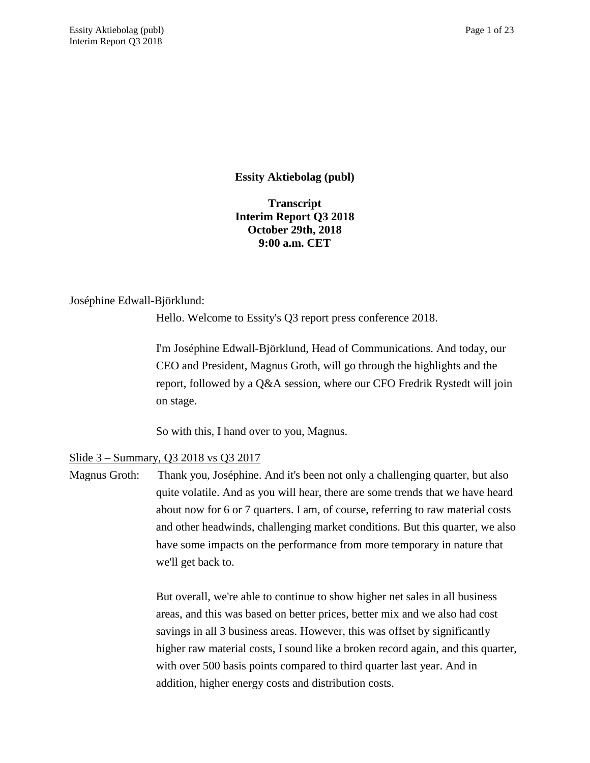**Essity Aktiebolag (publ)**

**Transcript**
**Interim Report Q3 2018**
**October 29th, 2018**
**9:00 a.m. CET**

Joséphine Edwall-Björklund:

Hello. Welcome to Essity's Q3 report press conference 2018.

I'm Joséphine Edwall-Björklund, Head of Communications. And today, our CEO and President, Magnus Groth, will go through the highlights and the report, followed by a Q&A session, where our CFO Fredrik Rystedt will join on stage.

So with this, I hand over to you, Magnus.

Slide 3 – Summary, Q3 2018 vs Q3 2017

Magnus Groth: Thank you, Joséphine. And it's been not only a challenging quarter, but also quite volatile. And as you will hear, there are some trends that we have heard about now for 6 or 7 quarters. I am, of course, referring to raw material costs and other headwinds, challenging market conditions. But this quarter, we also have some impacts on the performance from more temporary in nature that we'll get back to.

But overall, we're able to continue to show higher net sales in all business areas, and this was based on better prices, better mix and we also had cost savings in all 3 business areas. However, this was offset by significantly higher raw material costs, I sound like a broken record again, and this quarter, with over 500 basis points compared to third quarter last year. And in addition, higher energy costs and distribution costs.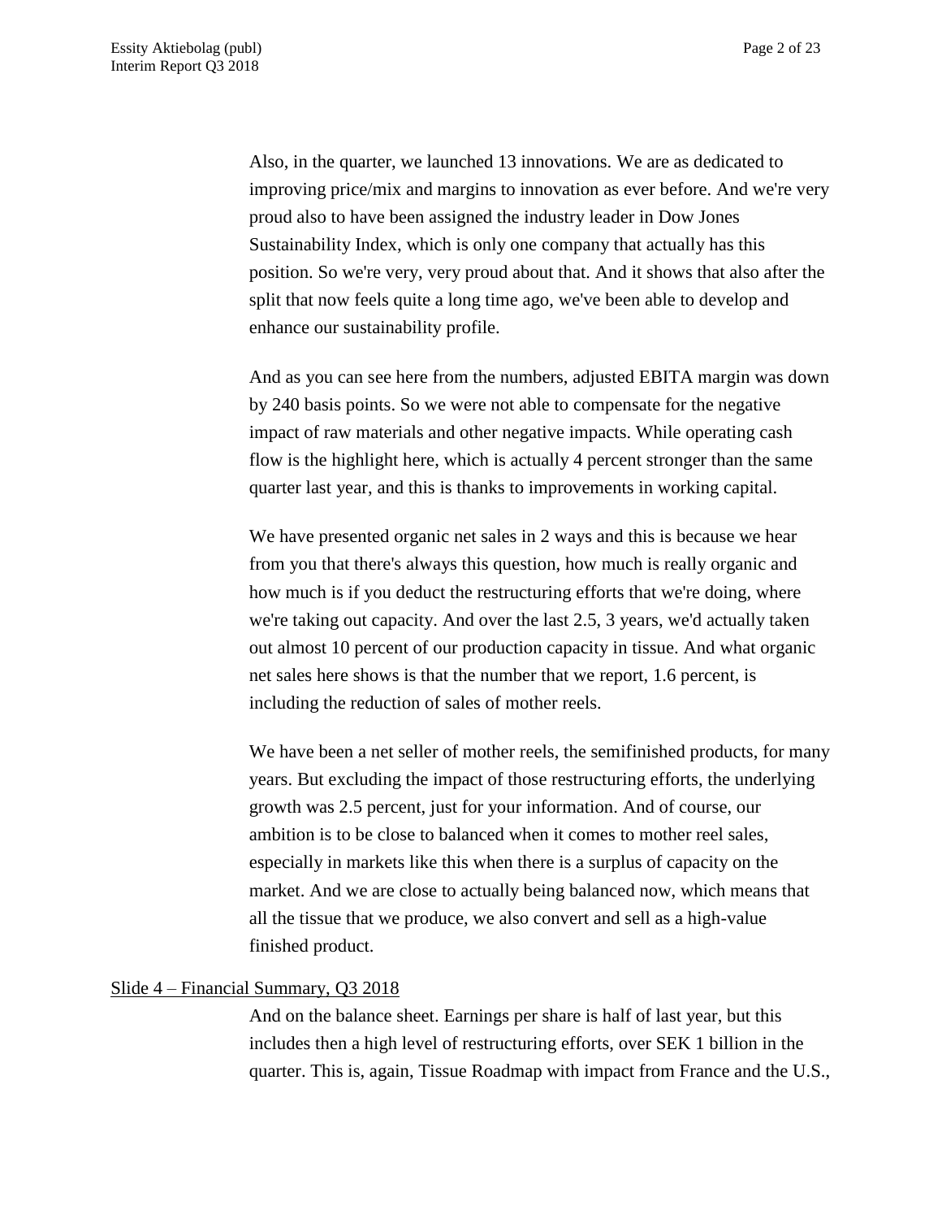Also, in the quarter, we launched 13 innovations. We are as dedicated to improving price/mix and margins to innovation as ever before. And we're very proud also to have been assigned the industry leader in Dow Jones Sustainability Index, which is only one company that actually has this position. So we're very, very proud about that. And it shows that also after the split that now feels quite a long time ago, we've been able to develop and enhance our sustainability profile.

And as you can see here from the numbers, adjusted EBITA margin was down by 240 basis points. So we were not able to compensate for the negative impact of raw materials and other negative impacts. While operating cash flow is the highlight here, which is actually 4 percent stronger than the same quarter last year, and this is thanks to improvements in working capital.

We have presented organic net sales in 2 ways and this is because we hear from you that there's always this question, how much is really organic and how much is if you deduct the restructuring efforts that we're doing, where we're taking out capacity. And over the last 2.5, 3 years, we'd actually taken out almost 10 percent of our production capacity in tissue. And what organic net sales here shows is that the number that we report, 1.6 percent, is including the reduction of sales of mother reels.

We have been a net seller of mother reels, the semifinished products, for many years. But excluding the impact of those restructuring efforts, the underlying growth was 2.5 percent, just for your information. And of course, our ambition is to be close to balanced when it comes to mother reel sales, especially in markets like this when there is a surplus of capacity on the market. And we are close to actually being balanced now, which means that all the tissue that we produce, we also convert and sell as a high-value finished product.

Slide 4 – Financial Summary, Q3 2018

And on the balance sheet. Earnings per share is half of last year, but this includes then a high level of restructuring efforts, over SEK 1 billion in the quarter. This is, again, Tissue Roadmap with impact from France and the U.S.,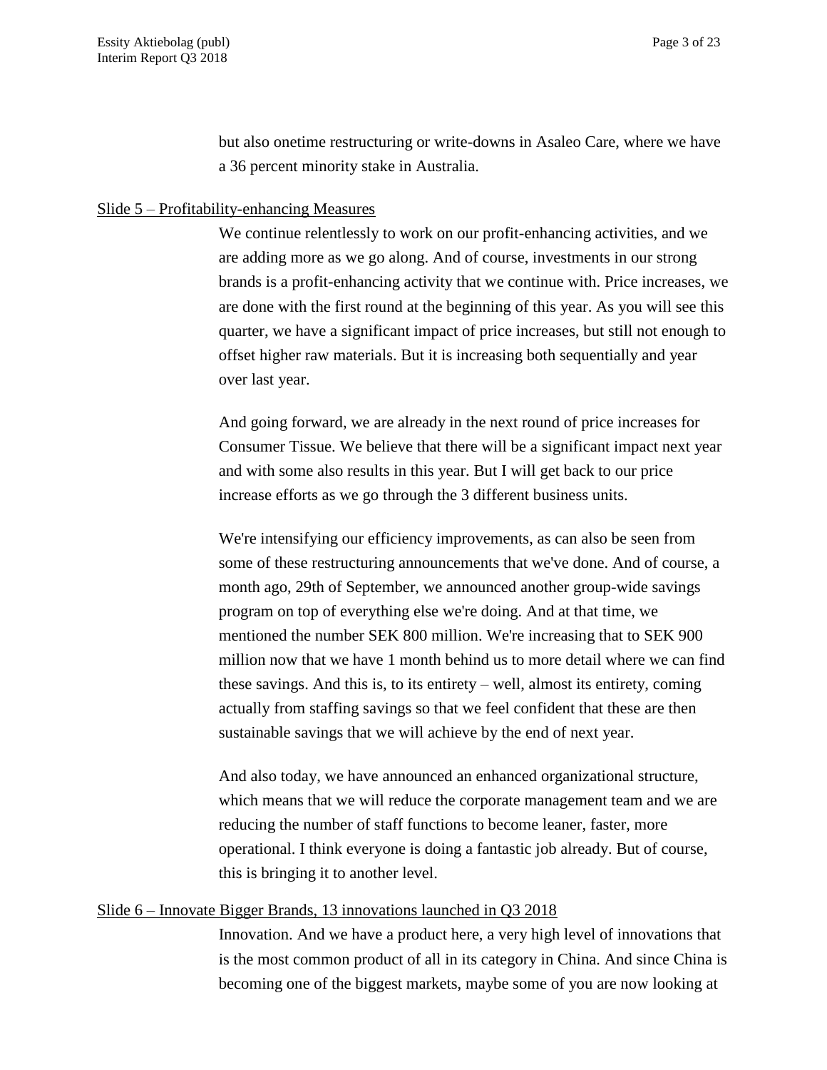but also onetime restructuring or write-downs in Asaleo Care, where we have a 36 percent minority stake in Australia.

## Slide 5 – Profitability-enhancing Measures

We continue relentlessly to work on our profit-enhancing activities, and we are adding more as we go along. And of course, investments in our strong brands is a profit-enhancing activity that we continue with. Price increases, we are done with the first round at the beginning of this year. As you will see this quarter, we have a significant impact of price increases, but still not enough to offset higher raw materials. But it is increasing both sequentially and year over last year.

And going forward, we are already in the next round of price increases for Consumer Tissue. We believe that there will be a significant impact next year and with some also results in this year. But I will get back to our price increase efforts as we go through the 3 different business units.

We're intensifying our efficiency improvements, as can also be seen from some of these restructuring announcements that we've done. And of course, a month ago, 29th of September, we announced another group-wide savings program on top of everything else we're doing. And at that time, we mentioned the number SEK 800 million. We're increasing that to SEK 900 million now that we have 1 month behind us to more detail where we can find these savings. And this is, to its entirety – well, almost its entirety, coming actually from staffing savings so that we feel confident that these are then sustainable savings that we will achieve by the end of next year.

And also today, we have announced an enhanced organizational structure, which means that we will reduce the corporate management team and we are reducing the number of staff functions to become leaner, faster, more operational. I think everyone is doing a fantastic job already. But of course, this is bringing it to another level.

## Slide 6 – Innovate Bigger Brands, 13 innovations launched in Q3 2018

Innovation. And we have a product here, a very high level of innovations that is the most common product of all in its category in China. And since China is becoming one of the biggest markets, maybe some of you are now looking at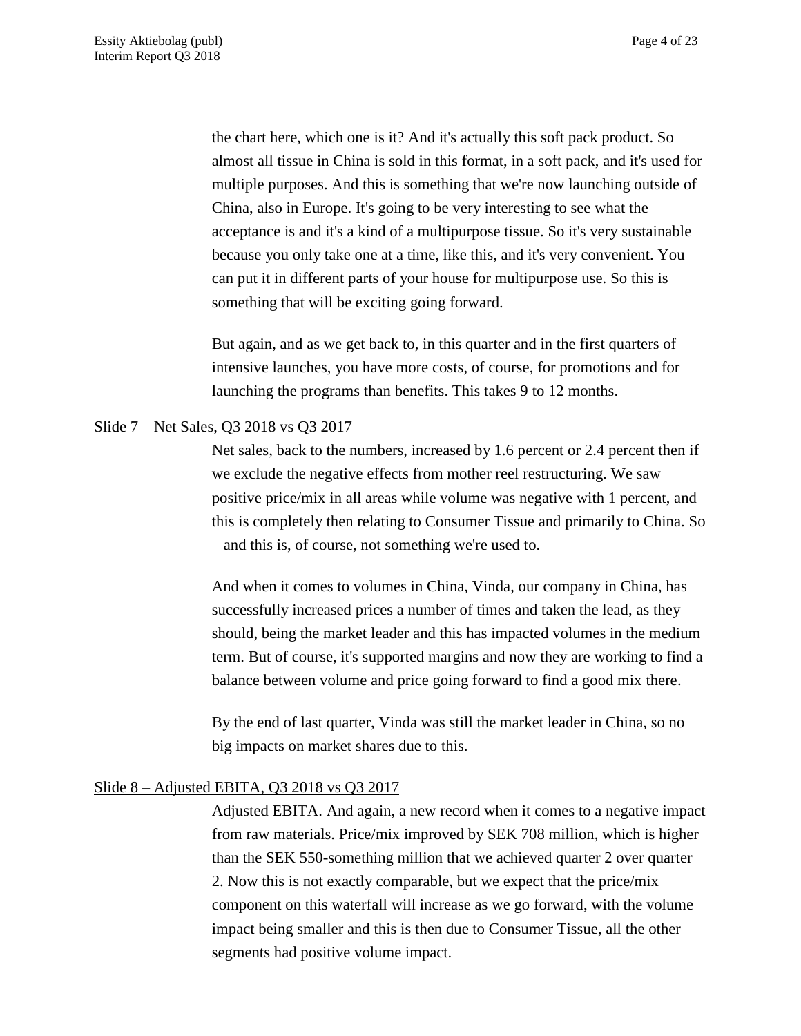the chart here, which one is it? And it's actually this soft pack product. So almost all tissue in China is sold in this format, in a soft pack, and it's used for multiple purposes. And this is something that we're now launching outside of China, also in Europe. It's going to be very interesting to see what the acceptance is and it's a kind of a multipurpose tissue. So it's very sustainable because you only take one at a time, like this, and it's very convenient. You can put it in different parts of your house for multipurpose use. So this is something that will be exciting going forward.

But again, and as we get back to, in this quarter and in the first quarters of intensive launches, you have more costs, of course, for promotions and for launching the programs than benefits. This takes 9 to 12 months.

Slide 7 – Net Sales, Q3 2018 vs Q3 2017

Net sales, back to the numbers, increased by 1.6 percent or 2.4 percent then if we exclude the negative effects from mother reel restructuring. We saw positive price/mix in all areas while volume was negative with 1 percent, and this is completely then relating to Consumer Tissue and primarily to China. So – and this is, of course, not something we're used to.

And when it comes to volumes in China, Vinda, our company in China, has successfully increased prices a number of times and taken the lead, as they should, being the market leader and this has impacted volumes in the medium term. But of course, it's supported margins and now they are working to find a balance between volume and price going forward to find a good mix there.

By the end of last quarter, Vinda was still the market leader in China, so no big impacts on market shares due to this.

Slide 8 – Adjusted EBITA, Q3 2018 vs Q3 2017

Adjusted EBITA. And again, a new record when it comes to a negative impact from raw materials. Price/mix improved by SEK 708 million, which is higher than the SEK 550-something million that we achieved quarter 2 over quarter 2. Now this is not exactly comparable, but we expect that the price/mix component on this waterfall will increase as we go forward, with the volume impact being smaller and this is then due to Consumer Tissue, all the other segments had positive volume impact.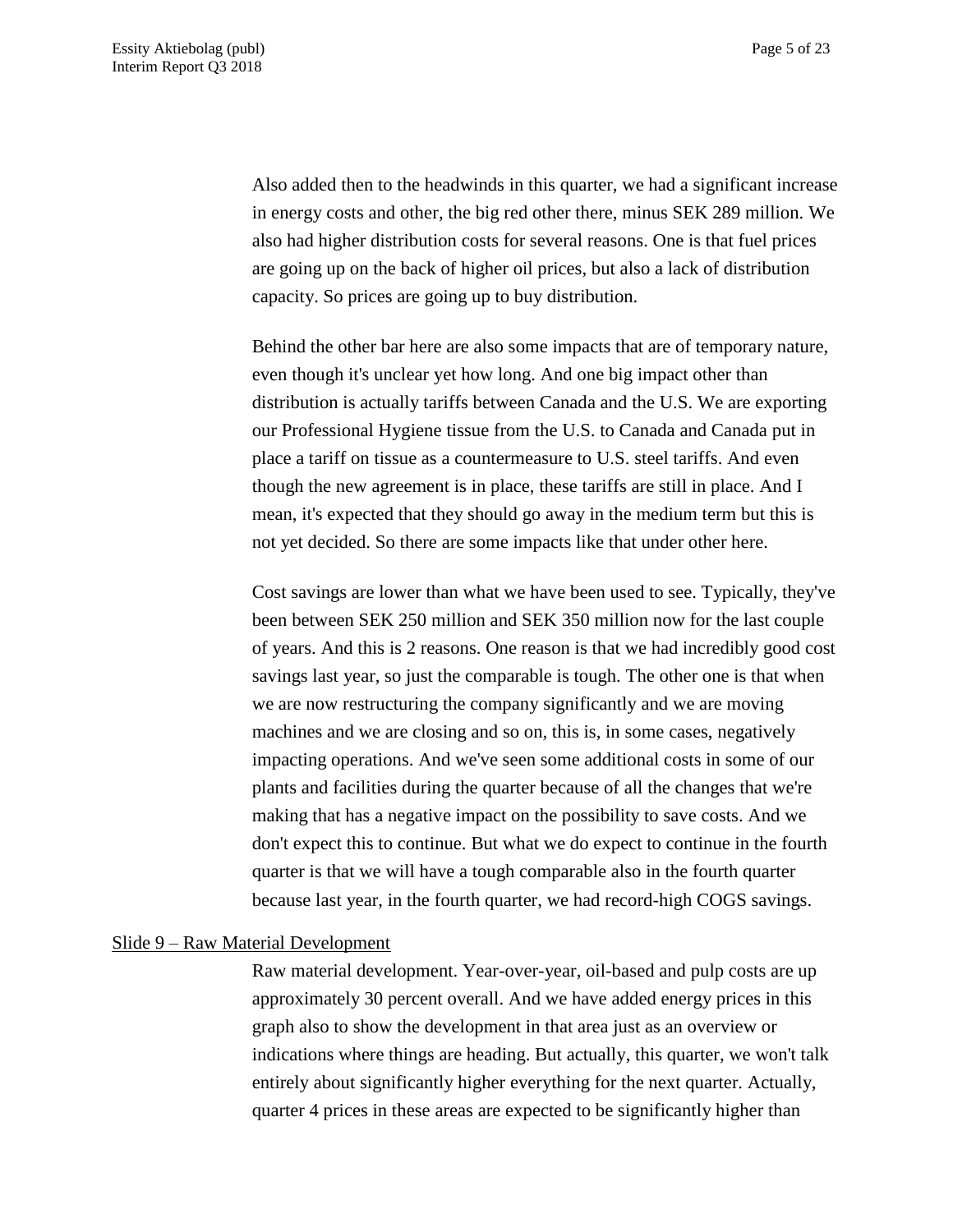Also added then to the headwinds in this quarter, we had a significant increase in energy costs and other, the big red other there, minus SEK 289 million. We also had higher distribution costs for several reasons. One is that fuel prices are going up on the back of higher oil prices, but also a lack of distribution capacity. So prices are going up to buy distribution.

Behind the other bar here are also some impacts that are of temporary nature, even though it's unclear yet how long. And one big impact other than distribution is actually tariffs between Canada and the U.S. We are exporting our Professional Hygiene tissue from the U.S. to Canada and Canada put in place a tariff on tissue as a countermeasure to U.S. steel tariffs. And even though the new agreement is in place, these tariffs are still in place. And I mean, it's expected that they should go away in the medium term but this is not yet decided. So there are some impacts like that under other here.

Cost savings are lower than what we have been used to see. Typically, they've been between SEK 250 million and SEK 350 million now for the last couple of years. And this is 2 reasons. One reason is that we had incredibly good cost savings last year, so just the comparable is tough. The other one is that when we are now restructuring the company significantly and we are moving machines and we are closing and so on, this is, in some cases, negatively impacting operations. And we've seen some additional costs in some of our plants and facilities during the quarter because of all the changes that we're making that has a negative impact on the possibility to save costs. And we don't expect this to continue. But what we do expect to continue in the fourth quarter is that we will have a tough comparable also in the fourth quarter because last year, in the fourth quarter, we had record-high COGS savings.

<u>Slide 9 – Raw Material Development</u>

Raw material development. Year-over-year, oil-based and pulp costs are up approximately 30 percent overall. And we have added energy prices in this graph also to show the development in that area just as an overview or indications where things are heading. But actually, this quarter, we won't talk entirely about significantly higher everything for the next quarter. Actually, quarter 4 prices in these areas are expected to be significantly higher than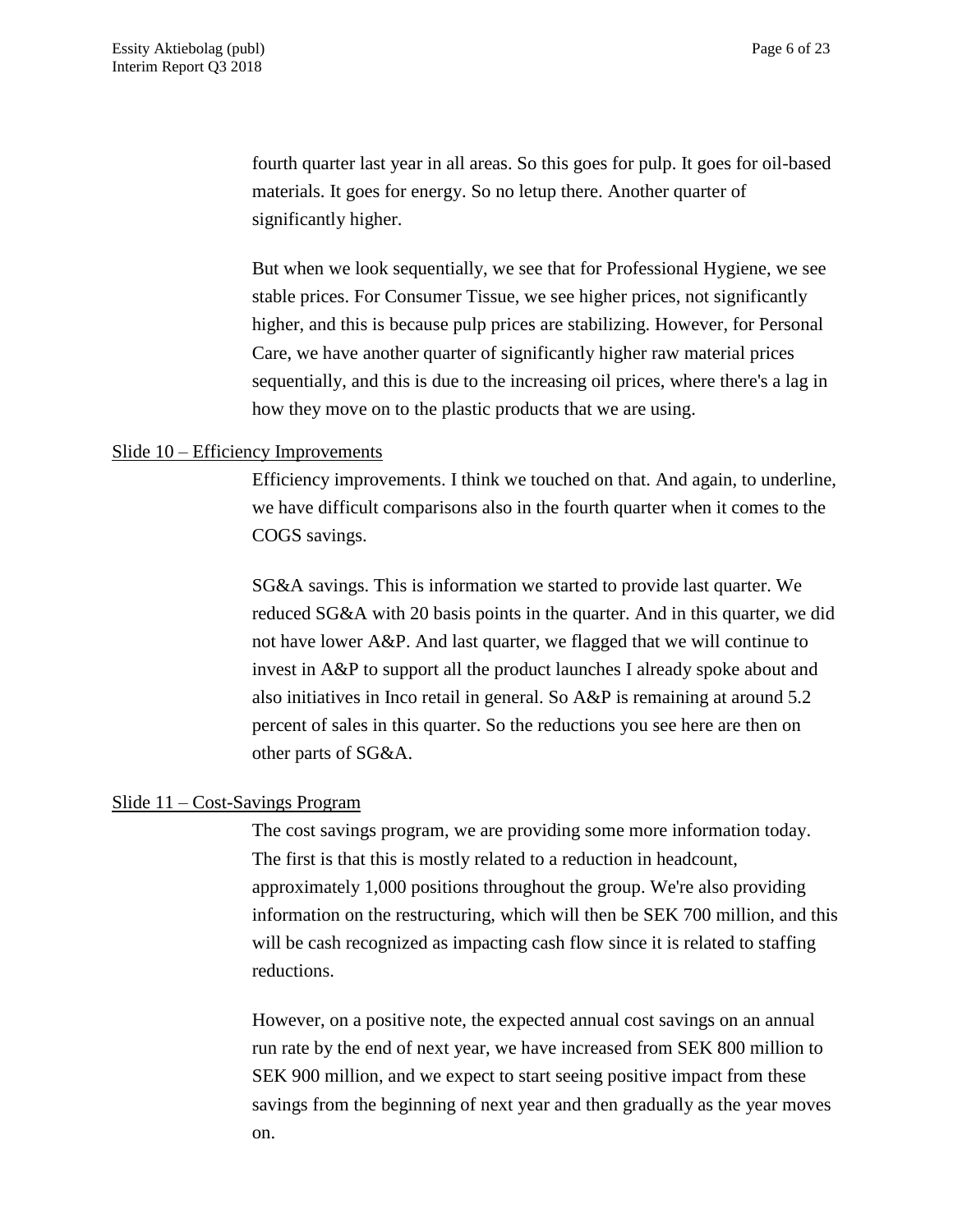fourth quarter last year in all areas. So this goes for pulp. It goes for oil-based materials. It goes for energy. So no letup there. Another quarter of significantly higher.

But when we look sequentially, we see that for Professional Hygiene, we see stable prices. For Consumer Tissue, we see higher prices, not significantly higher, and this is because pulp prices are stabilizing. However, for Personal Care, we have another quarter of significantly higher raw material prices sequentially, and this is due to the increasing oil prices, where there's a lag in how they move on to the plastic products that we are using.

<u>Slide 10 – Efficiency Improvements</u>

Efficiency improvements. I think we touched on that. And again, to underline, we have difficult comparisons also in the fourth quarter when it comes to the COGS savings.

SG&A savings. This is information we started to provide last quarter. We reduced SG&A with 20 basis points in the quarter. And in this quarter, we did not have lower A&P. And last quarter, we flagged that we will continue to invest in A&P to support all the product launches I already spoke about and also initiatives in Inco retail in general. So A&P is remaining at around 5.2 percent of sales in this quarter. So the reductions you see here are then on other parts of SG&A.

<u>Slide 11 – Cost-Savings Program</u>

The cost savings program, we are providing some more information today. The first is that this is mostly related to a reduction in headcount, approximately 1,000 positions throughout the group. We're also providing information on the restructuring, which will then be SEK 700 million, and this will be cash recognized as impacting cash flow since it is related to staffing reductions.

However, on a positive note, the expected annual cost savings on an annual run rate by the end of next year, we have increased from SEK 800 million to SEK 900 million, and we expect to start seeing positive impact from these savings from the beginning of next year and then gradually as the year moves on.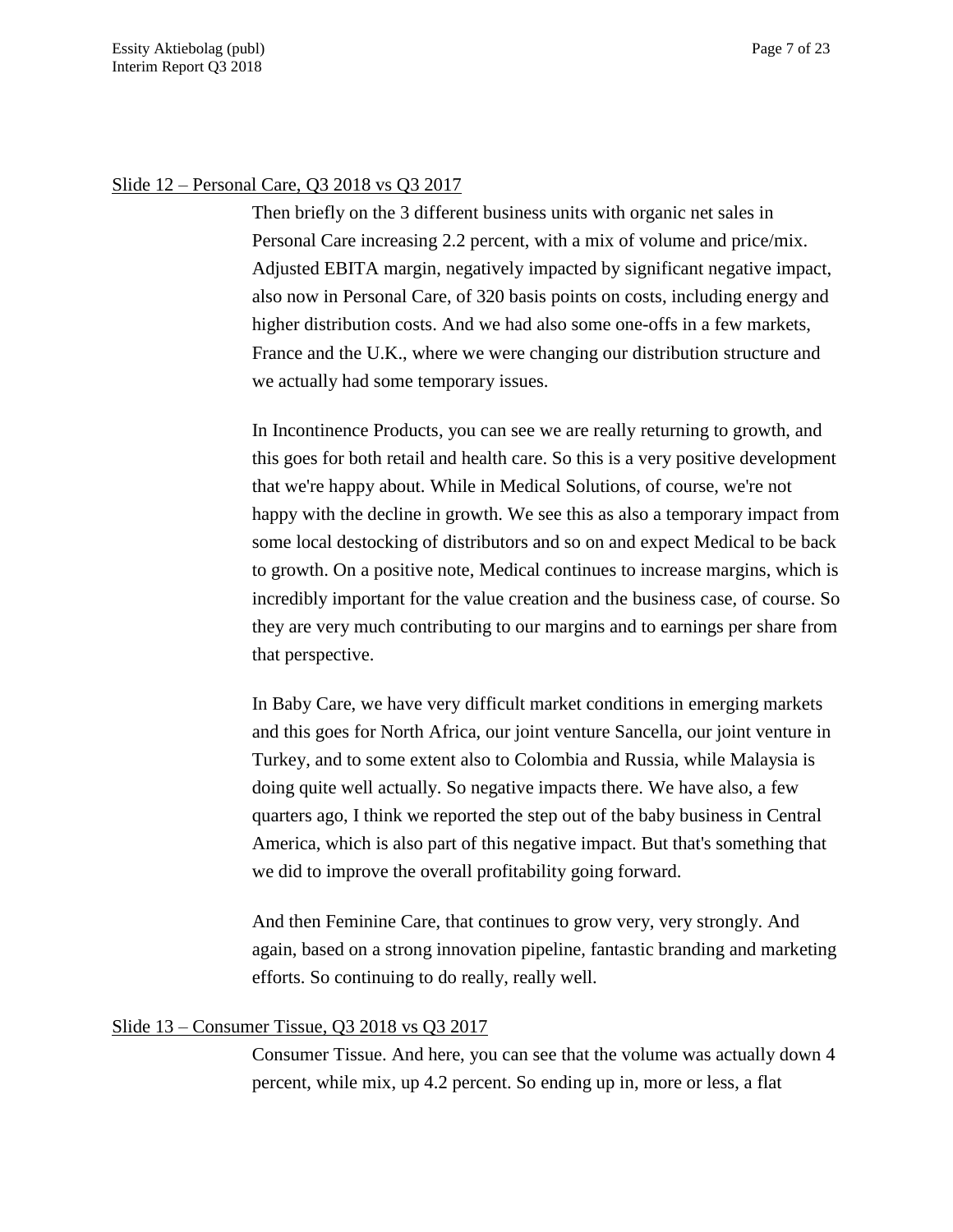## Slide 12 – Personal Care, Q3 2018 vs Q3 2017

Then briefly on the 3 different business units with organic net sales in Personal Care increasing 2.2 percent, with a mix of volume and price/mix. Adjusted EBITA margin, negatively impacted by significant negative impact, also now in Personal Care, of 320 basis points on costs, including energy and higher distribution costs. And we had also some one-offs in a few markets, France and the U.K., where we were changing our distribution structure and we actually had some temporary issues.

In Incontinence Products, you can see we are really returning to growth, and this goes for both retail and health care. So this is a very positive development that we're happy about. While in Medical Solutions, of course, we're not happy with the decline in growth. We see this as also a temporary impact from some local destocking of distributors and so on and expect Medical to be back to growth. On a positive note, Medical continues to increase margins, which is incredibly important for the value creation and the business case, of course. So they are very much contributing to our margins and to earnings per share from that perspective.

In Baby Care, we have very difficult market conditions in emerging markets and this goes for North Africa, our joint venture Sancella, our joint venture in Turkey, and to some extent also to Colombia and Russia, while Malaysia is doing quite well actually. So negative impacts there. We have also, a few quarters ago, I think we reported the step out of the baby business in Central America, which is also part of this negative impact. But that's something that we did to improve the overall profitability going forward.

And then Feminine Care, that continues to grow very, very strongly. And again, based on a strong innovation pipeline, fantastic branding and marketing efforts. So continuing to do really, really well.

## Slide 13 – Consumer Tissue, Q3 2018 vs Q3 2017

Consumer Tissue. And here, you can see that the volume was actually down 4 percent, while mix, up 4.2 percent. So ending up in, more or less, a flat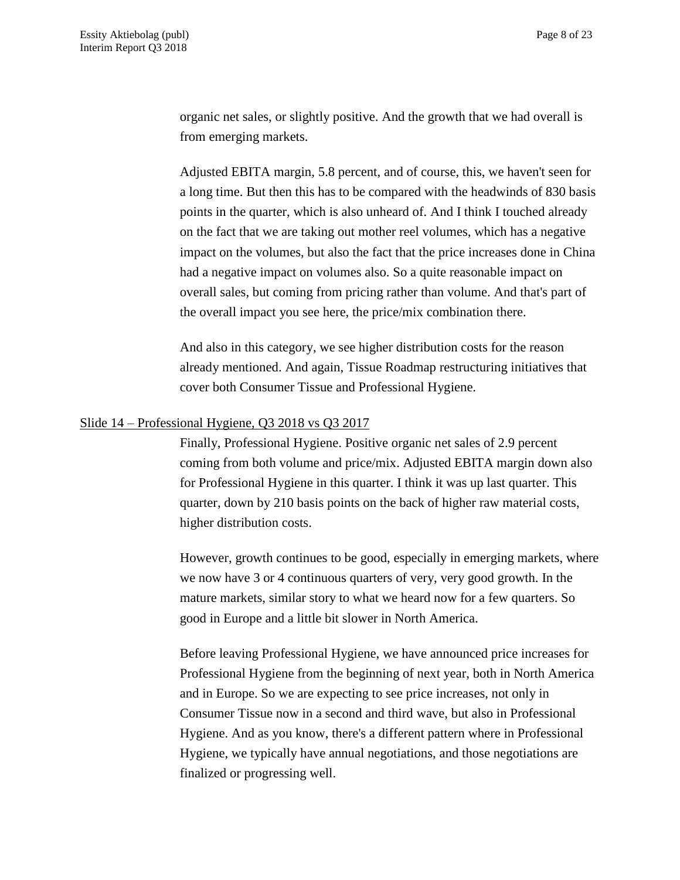organic net sales, or slightly positive. And the growth that we had overall is from emerging markets.

Adjusted EBITA margin, 5.8 percent, and of course, this, we haven't seen for a long time. But then this has to be compared with the headwinds of 830 basis points in the quarter, which is also unheard of. And I think I touched already on the fact that we are taking out mother reel volumes, which has a negative impact on the volumes, but also the fact that the price increases done in China had a negative impact on volumes also. So a quite reasonable impact on overall sales, but coming from pricing rather than volume. And that's part of the overall impact you see here, the price/mix combination there.

And also in this category, we see higher distribution costs for the reason already mentioned. And again, Tissue Roadmap restructuring initiatives that cover both Consumer Tissue and Professional Hygiene.

<u>Slide 14 – Professional Hygiene, Q3 2018 vs Q3 2017</u>

Finally, Professional Hygiene. Positive organic net sales of 2.9 percent coming from both volume and price/mix. Adjusted EBITA margin down also for Professional Hygiene in this quarter. I think it was up last quarter. This quarter, down by 210 basis points on the back of higher raw material costs, higher distribution costs.

However, growth continues to be good, especially in emerging markets, where we now have 3 or 4 continuous quarters of very, very good growth. In the mature markets, similar story to what we heard now for a few quarters. So good in Europe and a little bit slower in North America.

Before leaving Professional Hygiene, we have announced price increases for Professional Hygiene from the beginning of next year, both in North America and in Europe. So we are expecting to see price increases, not only in Consumer Tissue now in a second and third wave, but also in Professional Hygiene. And as you know, there's a different pattern where in Professional Hygiene, we typically have annual negotiations, and those negotiations are finalized or progressing well.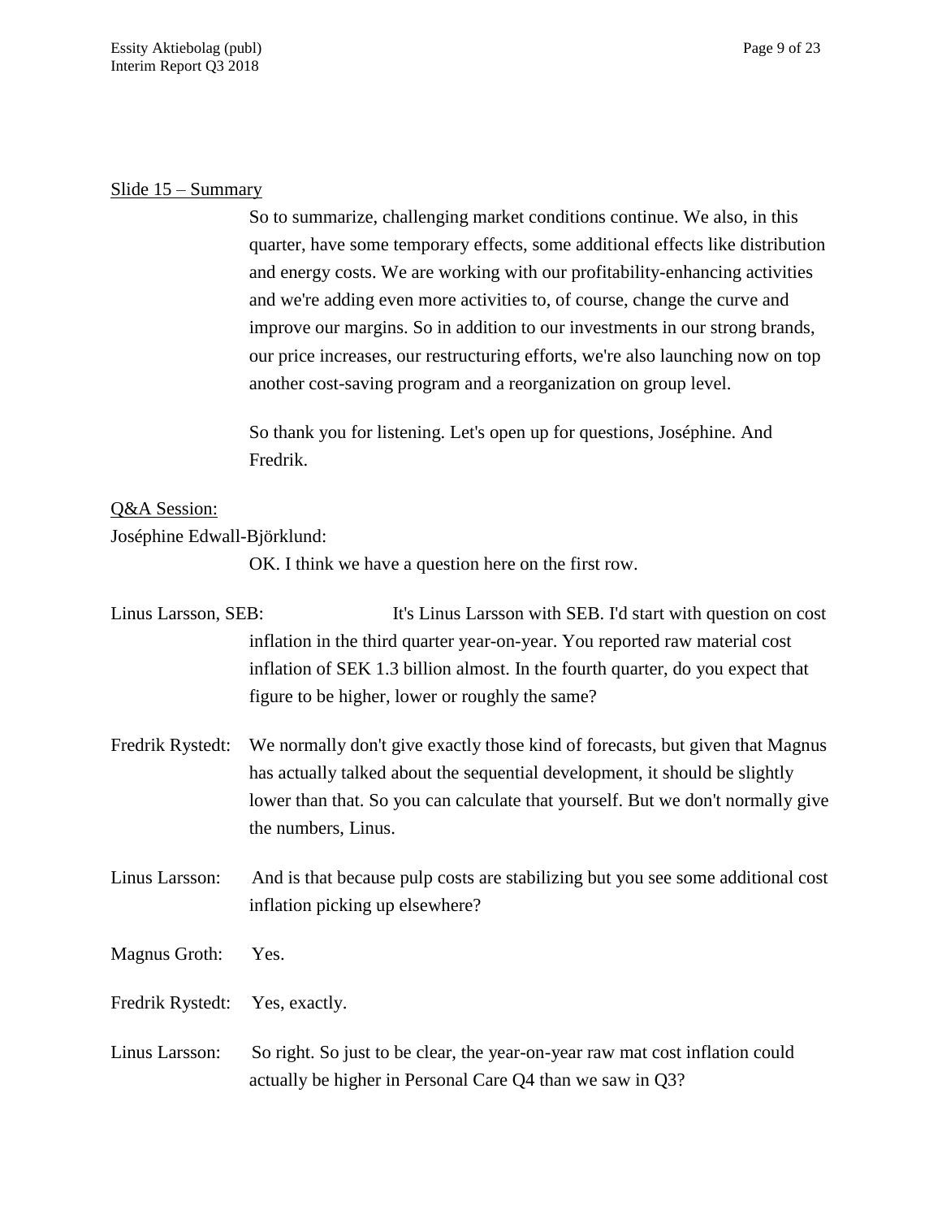Slide 15 – Summary

So to summarize, challenging market conditions continue. We also, in this quarter, have some temporary effects, some additional effects like distribution and energy costs. We are working with our profitability-enhancing activities and we're adding even more activities to, of course, change the curve and improve our margins. So in addition to our investments in our strong brands, our price increases, our restructuring efforts, we're also launching now on top another cost-saving program and a reorganization on group level.

So thank you for listening. Let's open up for questions, Joséphine. And Fredrik.

Q&A Session:

Joséphine Edwall-Björklund:

OK. I think we have a question here on the first row.

Linus Larsson, SEB: It's Linus Larsson with SEB. I'd start with question on cost inflation in the third quarter year-on-year. You reported raw material cost inflation of SEK 1.3 billion almost. In the fourth quarter, do you expect that figure to be higher, lower or roughly the same?

Fredrik Rystedt: We normally don't give exactly those kind of forecasts, but given that Magnus has actually talked about the sequential development, it should be slightly lower than that. So you can calculate that yourself. But we don't normally give the numbers, Linus.

Linus Larsson: And is that because pulp costs are stabilizing but you see some additional cost inflation picking up elsewhere?

Magnus Groth: Yes.

Fredrik Rystedt: Yes, exactly.

Linus Larsson: So right. So just to be clear, the year-on-year raw mat cost inflation could actually be higher in Personal Care Q4 than we saw in Q3?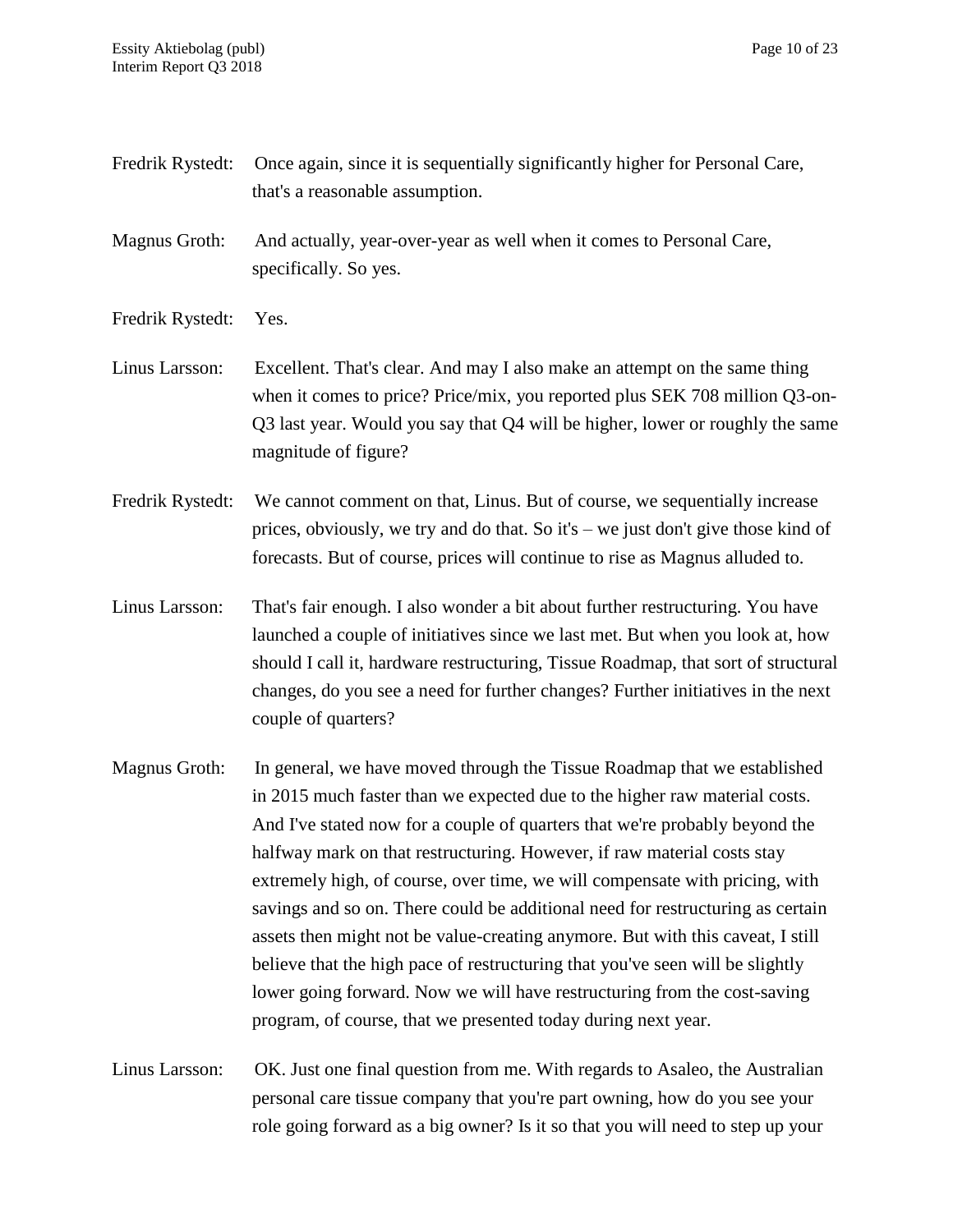Fredrik Rystedt: Once again, since it is sequentially significantly higher for Personal Care, that's a reasonable assumption.

Magnus Groth: And actually, year-over-year as well when it comes to Personal Care, specifically. So yes.

Fredrik Rystedt: Yes.

Linus Larsson: Excellent. That's clear. And may I also make an attempt on the same thing when it comes to price? Price/mix, you reported plus SEK 708 million Q3-on-Q3 last year. Would you say that Q4 will be higher, lower or roughly the same magnitude of figure?

Fredrik Rystedt: We cannot comment on that, Linus. But of course, we sequentially increase prices, obviously, we try and do that. So it's – we just don't give those kind of forecasts. But of course, prices will continue to rise as Magnus alluded to.

Linus Larsson: That's fair enough. I also wonder a bit about further restructuring. You have launched a couple of initiatives since we last met. But when you look at, how should I call it, hardware restructuring, Tissue Roadmap, that sort of structural changes, do you see a need for further changes? Further initiatives in the next couple of quarters?

Magnus Groth: In general, we have moved through the Tissue Roadmap that we established in 2015 much faster than we expected due to the higher raw material costs. And I've stated now for a couple of quarters that we're probably beyond the halfway mark on that restructuring. However, if raw material costs stay extremely high, of course, over time, we will compensate with pricing, with savings and so on. There could be additional need for restructuring as certain assets then might not be value-creating anymore. But with this caveat, I still believe that the high pace of restructuring that you've seen will be slightly lower going forward. Now we will have restructuring from the cost-saving program, of course, that we presented today during next year.

Linus Larsson: OK. Just one final question from me. With regards to Asaleo, the Australian personal care tissue company that you're part owning, how do you see your role going forward as a big owner? Is it so that you will need to step up your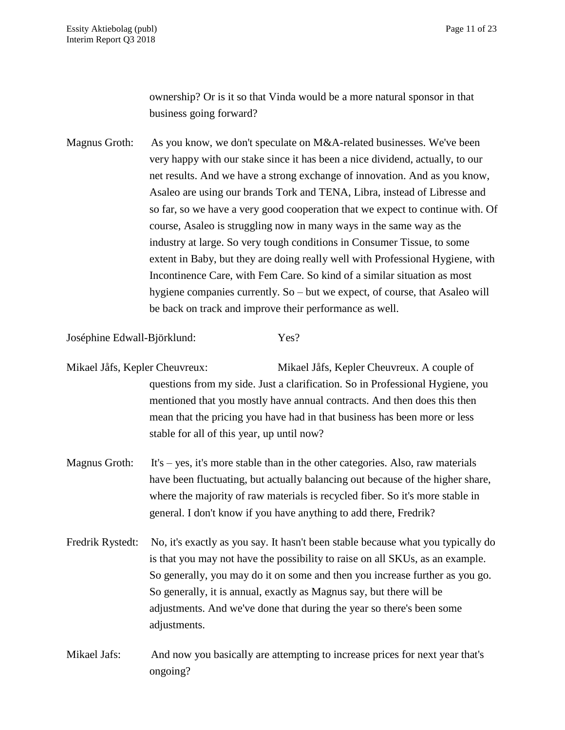ownership? Or is it so that Vinda would be a more natural sponsor in that business going forward?

Magnus Groth: As you know, we don't speculate on M&A-related businesses. We've been very happy with our stake since it has been a nice dividend, actually, to our net results. And we have a strong exchange of innovation. And as you know, Asaleo are using our brands Tork and TENA, Libra, instead of Libresse and so far, so we have a very good cooperation that we expect to continue with. Of course, Asaleo is struggling now in many ways in the same way as the industry at large. So very tough conditions in Consumer Tissue, to some extent in Baby, but they are doing really well with Professional Hygiene, with Incontinence Care, with Fem Care. So kind of a similar situation as most hygiene companies currently. So – but we expect, of course, that Asaleo will be back on track and improve their performance as well.

Joséphine Edwall-Björklund: Yes?

Mikael Jåfs, Kepler Cheuvreux: Mikael Jåfs, Kepler Cheuvreux. A couple of questions from my side. Just a clarification. So in Professional Hygiene, you mentioned that you mostly have annual contracts. And then does this then mean that the pricing you have had in that business has been more or less stable for all of this year, up until now?

Magnus Groth: It's – yes, it's more stable than in the other categories. Also, raw materials have been fluctuating, but actually balancing out because of the higher share, where the majority of raw materials is recycled fiber. So it's more stable in general. I don't know if you have anything to add there, Fredrik?

Fredrik Rystedt: No, it's exactly as you say. It hasn't been stable because what you typically do is that you may not have the possibility to raise on all SKUs, as an example. So generally, you may do it on some and then you increase further as you go. So generally, it is annual, exactly as Magnus say, but there will be adjustments. And we've done that during the year so there's been some adjustments.

Mikael Jafs: And now you basically are attempting to increase prices for next year that's ongoing?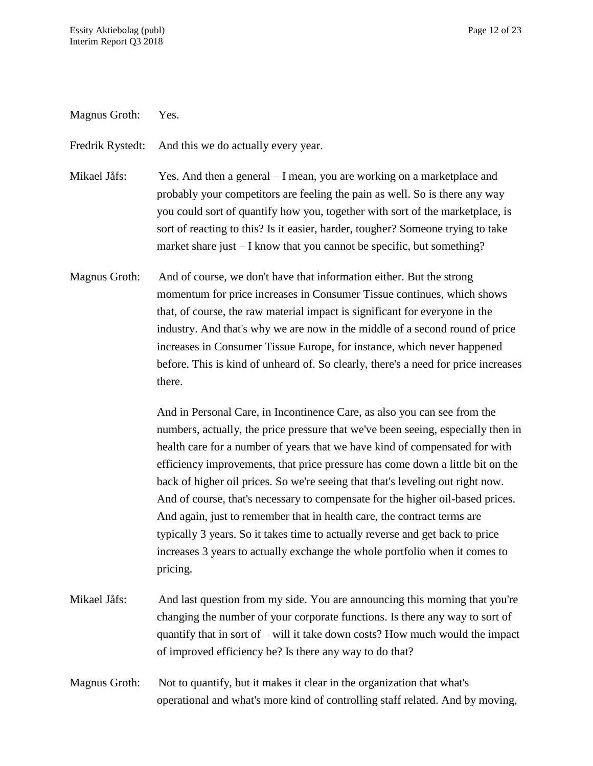Magnus Groth: Yes.

Fredrik Rystedt: And this we do actually every year.

Mikael Jåfs: Yes. And then a general – I mean, you are working on a marketplace and probably your competitors are feeling the pain as well. So is there any way you could sort of quantify how you, together with sort of the marketplace, is sort of reacting to this? Is it easier, harder, tougher? Someone trying to take market share just – I know that you cannot be specific, but something?

Magnus Groth: And of course, we don't have that information either. But the strong momentum for price increases in Consumer Tissue continues, which shows that, of course, the raw material impact is significant for everyone in the industry. And that's why we are now in the middle of a second round of price increases in Consumer Tissue Europe, for instance, which never happened before. This is kind of unheard of. So clearly, there's a need for price increases there.

And in Personal Care, in Incontinence Care, as also you can see from the numbers, actually, the price pressure that we've been seeing, especially then in health care for a number of years that we have kind of compensated for with efficiency improvements, that price pressure has come down a little bit on the back of higher oil prices. So we're seeing that that's leveling out right now. And of course, that's necessary to compensate for the higher oil-based prices. And again, just to remember that in health care, the contract terms are typically 3 years. So it takes time to actually reverse and get back to price increases 3 years to actually exchange the whole portfolio when it comes to pricing.

Mikael Jåfs: And last question from my side. You are announcing this morning that you're changing the number of your corporate functions. Is there any way to sort of quantify that in sort of – will it take down costs? How much would the impact of improved efficiency be? Is there any way to do that?

Magnus Groth: Not to quantify, but it makes it clear in the organization that what's operational and what's more kind of controlling staff related. And by moving,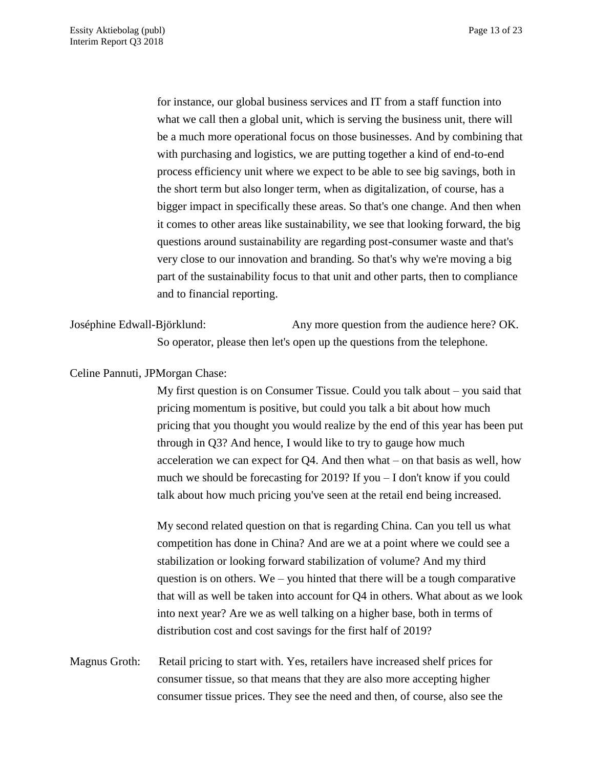for instance, our global business services and IT from a staff function into what we call then a global unit, which is serving the business unit, there will be a much more operational focus on those businesses. And by combining that with purchasing and logistics, we are putting together a kind of end-to-end process efficiency unit where we expect to be able to see big savings, both in the short term but also longer term, when as digitalization, of course, has a bigger impact in specifically these areas. So that's one change. And then when it comes to other areas like sustainability, we see that looking forward, the big questions around sustainability are regarding post-consumer waste and that's very close to our innovation and branding. So that's why we're moving a big part of the sustainability focus to that unit and other parts, then to compliance and to financial reporting.

Joséphine Edwall-Björklund: Any more question from the audience here? OK. So operator, please then let's open up the questions from the telephone.

Celine Pannuti, JPMorgan Chase:

My first question is on Consumer Tissue. Could you talk about – you said that pricing momentum is positive, but could you talk a bit about how much pricing that you thought you would realize by the end of this year has been put through in Q3? And hence, I would like to try to gauge how much acceleration we can expect for Q4. And then what – on that basis as well, how much we should be forecasting for 2019? If you – I don't know if you could talk about how much pricing you've seen at the retail end being increased.

My second related question on that is regarding China. Can you tell us what competition has done in China? And are we at a point where we could see a stabilization or looking forward stabilization of volume? And my third question is on others. We – you hinted that there will be a tough comparative that will as well be taken into account for Q4 in others. What about as we look into next year? Are we as well talking on a higher base, both in terms of distribution cost and cost savings for the first half of 2019?

Magnus Groth: Retail pricing to start with. Yes, retailers have increased shelf prices for consumer tissue, so that means that they are also more accepting higher consumer tissue prices. They see the need and then, of course, also see the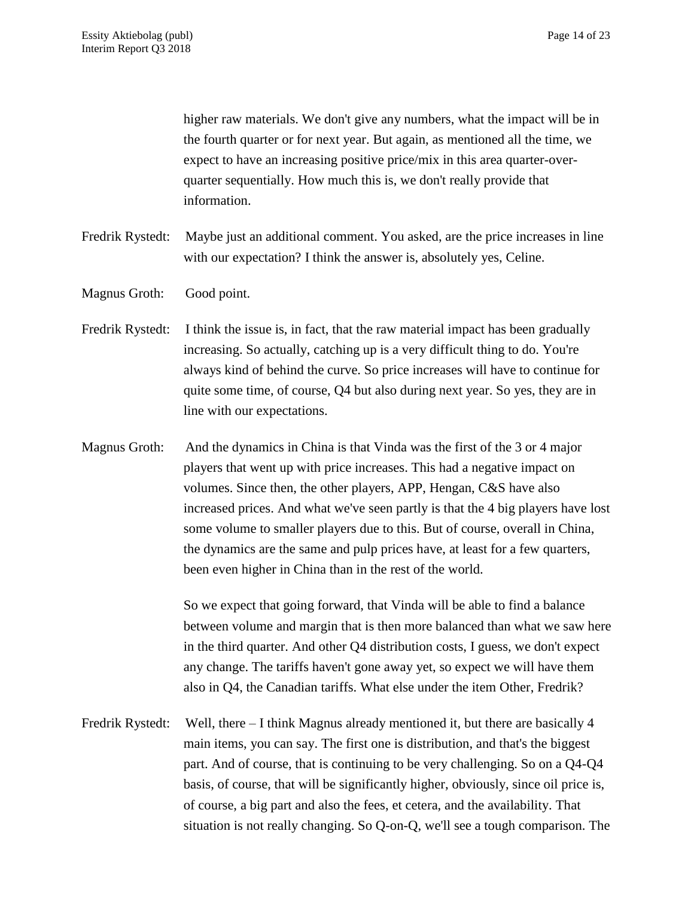higher raw materials. We don't give any numbers, what the impact will be in the fourth quarter or for next year. But again, as mentioned all the time, we expect to have an increasing positive price/mix in this area quarter-over-quarter sequentially. How much this is, we don't really provide that information.

Fredrik Rystedt: Maybe just an additional comment. You asked, are the price increases in line with our expectation? I think the answer is, absolutely yes, Celine.

Magnus Groth: Good point.

Fredrik Rystedt: I think the issue is, in fact, that the raw material impact has been gradually increasing. So actually, catching up is a very difficult thing to do. You're always kind of behind the curve. So price increases will have to continue for quite some time, of course, Q4 but also during next year. So yes, they are in line with our expectations.

Magnus Groth: And the dynamics in China is that Vinda was the first of the 3 or 4 major players that went up with price increases. This had a negative impact on volumes. Since then, the other players, APP, Hengan, C&S have also increased prices. And what we've seen partly is that the 4 big players have lost some volume to smaller players due to this. But of course, overall in China, the dynamics are the same and pulp prices have, at least for a few quarters, been even higher in China than in the rest of the world.

So we expect that going forward, that Vinda will be able to find a balance between volume and margin that is then more balanced than what we saw here in the third quarter. And other Q4 distribution costs, I guess, we don't expect any change. The tariffs haven't gone away yet, so expect we will have them also in Q4, the Canadian tariffs. What else under the item Other, Fredrik?

Fredrik Rystedt: Well, there – I think Magnus already mentioned it, but there are basically 4 main items, you can say. The first one is distribution, and that's the biggest part. And of course, that is continuing to be very challenging. So on a Q4-Q4 basis, of course, that will be significantly higher, obviously, since oil price is, of course, a big part and also the fees, et cetera, and the availability. That situation is not really changing. So Q-on-Q, we'll see a tough comparison. The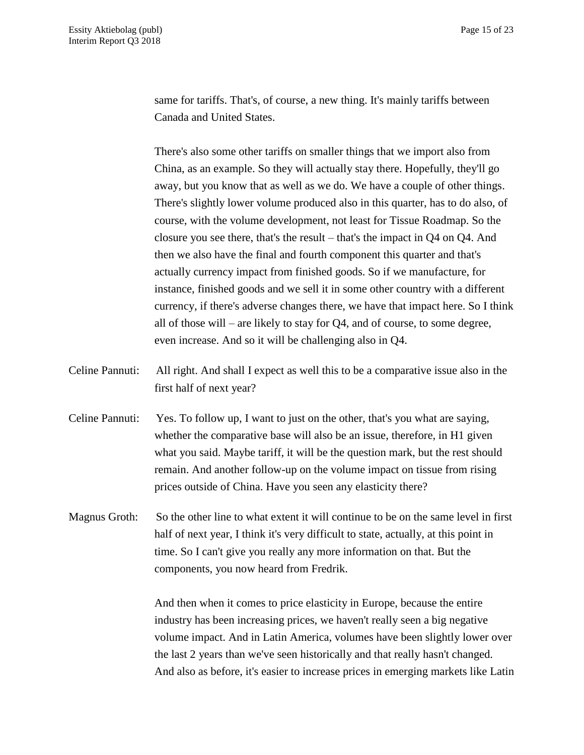same for tariffs. That's, of course, a new thing. It's mainly tariffs between Canada and United States.

There's also some other tariffs on smaller things that we import also from China, as an example. So they will actually stay there. Hopefully, they'll go away, but you know that as well as we do. We have a couple of other things. There's slightly lower volume produced also in this quarter, has to do also, of course, with the volume development, not least for Tissue Roadmap. So the closure you see there, that's the result – that's the impact in Q4 on Q4. And then we also have the final and fourth component this quarter and that's actually currency impact from finished goods. So if we manufacture, for instance, finished goods and we sell it in some other country with a different currency, if there's adverse changes there, we have that impact here. So I think all of those will – are likely to stay for Q4, and of course, to some degree, even increase. And so it will be challenging also in Q4.

Celine Pannuti: All right. And shall I expect as well this to be a comparative issue also in the first half of next year?

Celine Pannuti: Yes. To follow up, I want to just on the other, that's you what are saying, whether the comparative base will also be an issue, therefore, in H1 given what you said. Maybe tariff, it will be the question mark, but the rest should remain. And another follow-up on the volume impact on tissue from rising prices outside of China. Have you seen any elasticity there?

Magnus Groth: So the other line to what extent it will continue to be on the same level in first half of next year, I think it's very difficult to state, actually, at this point in time. So I can't give you really any more information on that. But the components, you now heard from Fredrik.

And then when it comes to price elasticity in Europe, because the entire industry has been increasing prices, we haven't really seen a big negative volume impact. And in Latin America, volumes have been slightly lower over the last 2 years than we've seen historically and that really hasn't changed. And also as before, it's easier to increase prices in emerging markets like Latin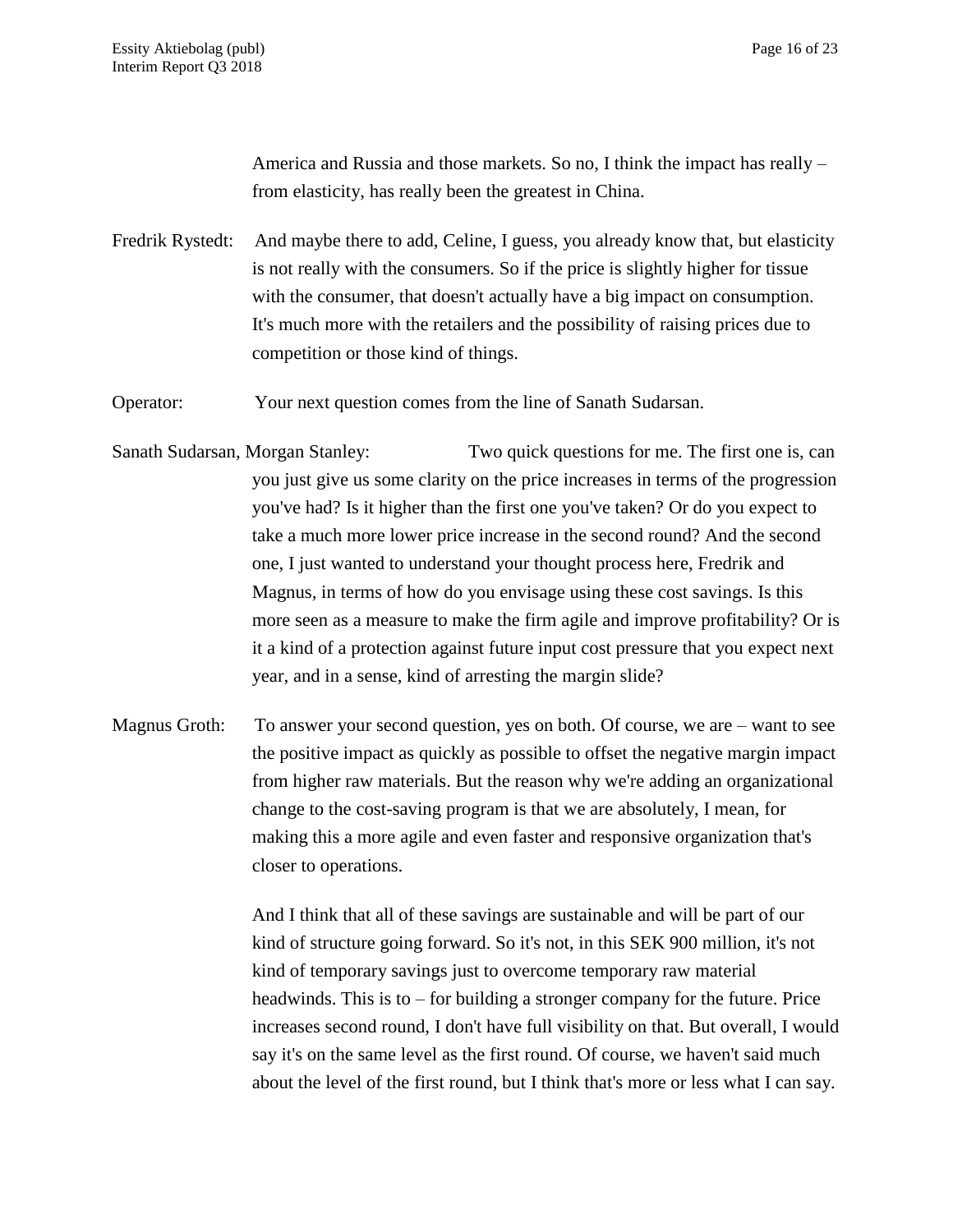America and Russia and those markets. So no, I think the impact has really – from elasticity, has really been the greatest in China.

Fredrik Rystedt: And maybe there to add, Celine, I guess, you already know that, but elasticity is not really with the consumers. So if the price is slightly higher for tissue with the consumer, that doesn't actually have a big impact on consumption. It's much more with the retailers and the possibility of raising prices due to competition or those kind of things.

Operator: Your next question comes from the line of Sanath Sudarsan.

Sanath Sudarsan, Morgan Stanley: Two quick questions for me. The first one is, can you just give us some clarity on the price increases in terms of the progression you've had? Is it higher than the first one you've taken? Or do you expect to take a much more lower price increase in the second round? And the second one, I just wanted to understand your thought process here, Fredrik and Magnus, in terms of how do you envisage using these cost savings. Is this more seen as a measure to make the firm agile and improve profitability? Or is it a kind of a protection against future input cost pressure that you expect next year, and in a sense, kind of arresting the margin slide?

Magnus Groth: To answer your second question, yes on both. Of course, we are – want to see the positive impact as quickly as possible to offset the negative margin impact from higher raw materials. But the reason why we're adding an organizational change to the cost-saving program is that we are absolutely, I mean, for making this a more agile and even faster and responsive organization that's closer to operations.

And I think that all of these savings are sustainable and will be part of our kind of structure going forward. So it's not, in this SEK 900 million, it's not kind of temporary savings just to overcome temporary raw material headwinds. This is to – for building a stronger company for the future. Price increases second round, I don't have full visibility on that. But overall, I would say it's on the same level as the first round. Of course, we haven't said much about the level of the first round, but I think that's more or less what I can say.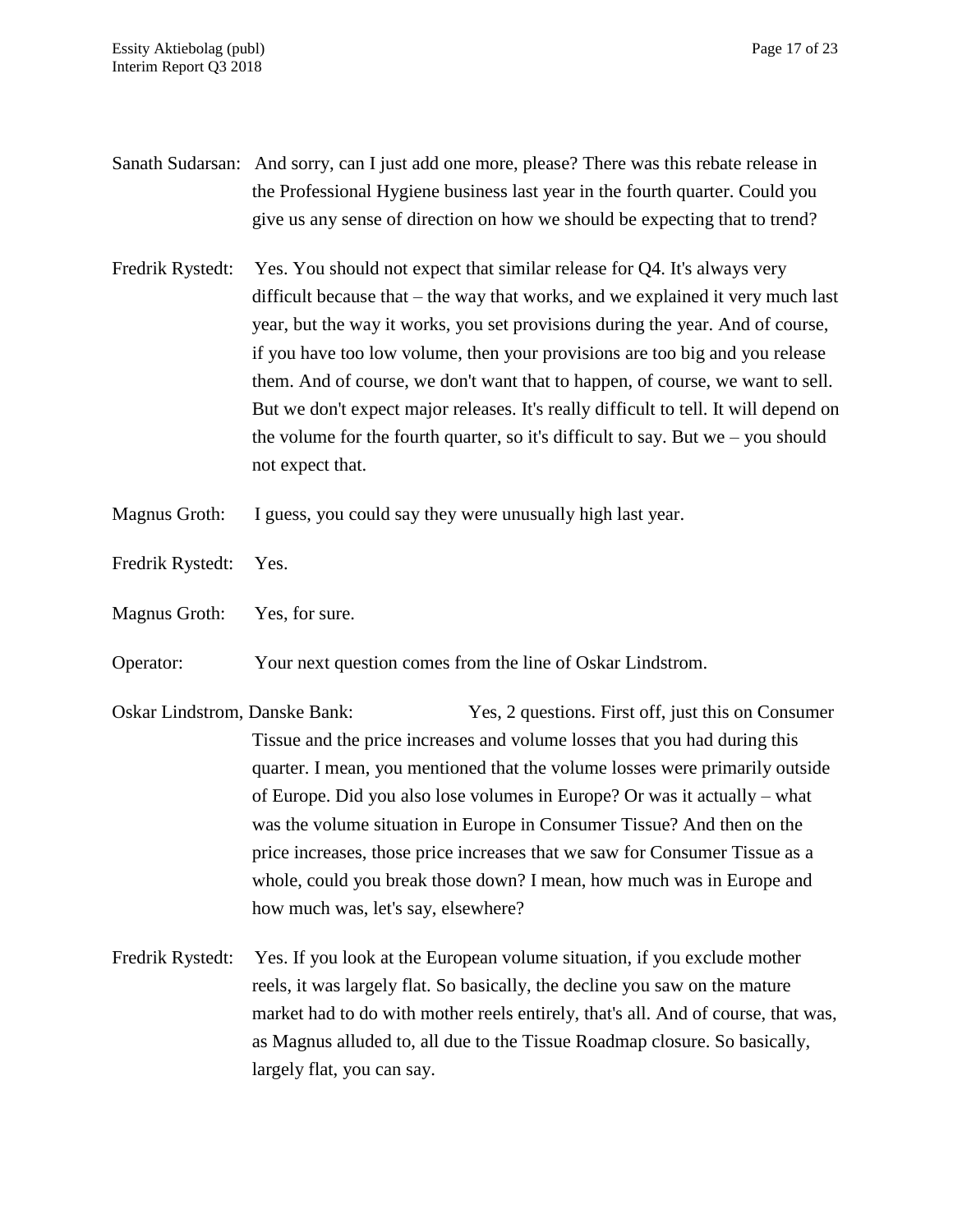Sanath Sudarsan: And sorry, can I just add one more, please? There was this rebate release in the Professional Hygiene business last year in the fourth quarter. Could you give us any sense of direction on how we should be expecting that to trend?

Fredrik Rystedt: Yes. You should not expect that similar release for Q4. It's always very difficult because that – the way that works, and we explained it very much last year, but the way it works, you set provisions during the year. And of course, if you have too low volume, then your provisions are too big and you release them. And of course, we don't want that to happen, of course, we want to sell. But we don't expect major releases. It's really difficult to tell. It will depend on the volume for the fourth quarter, so it's difficult to say. But we – you should not expect that.

Magnus Groth: I guess, you could say they were unusually high last year.

Fredrik Rystedt: Yes.

Magnus Groth: Yes, for sure.

Operator: Your next question comes from the line of Oskar Lindstrom.

Oskar Lindstrom, Danske Bank: Yes, 2 questions. First off, just this on Consumer Tissue and the price increases and volume losses that you had during this quarter. I mean, you mentioned that the volume losses were primarily outside of Europe. Did you also lose volumes in Europe? Or was it actually – what was the volume situation in Europe in Consumer Tissue? And then on the price increases, those price increases that we saw for Consumer Tissue as a whole, could you break those down? I mean, how much was in Europe and how much was, let's say, elsewhere?

Fredrik Rystedt: Yes. If you look at the European volume situation, if you exclude mother reels, it was largely flat. So basically, the decline you saw on the mature market had to do with mother reels entirely, that's all. And of course, that was, as Magnus alluded to, all due to the Tissue Roadmap closure. So basically, largely flat, you can say.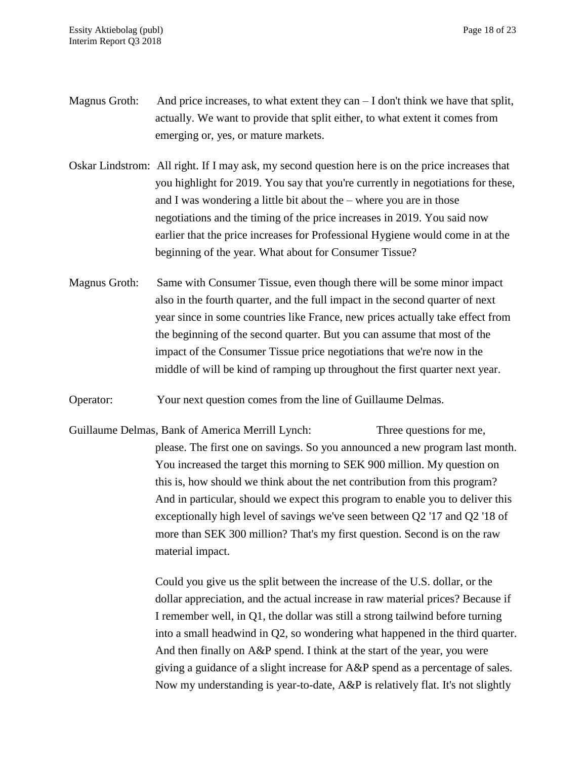Magnus Groth: And price increases, to what extent they can – I don't think we have that split, actually. We want to provide that split either, to what extent it comes from emerging or, yes, or mature markets.

Oskar Lindstrom: All right. If I may ask, my second question here is on the price increases that you highlight for 2019. You say that you're currently in negotiations for these, and I was wondering a little bit about the – where you are in those negotiations and the timing of the price increases in 2019. You said now earlier that the price increases for Professional Hygiene would come in at the beginning of the year. What about for Consumer Tissue?

Magnus Groth: Same with Consumer Tissue, even though there will be some minor impact also in the fourth quarter, and the full impact in the second quarter of next year since in some countries like France, new prices actually take effect from the beginning of the second quarter. But you can assume that most of the impact of the Consumer Tissue price negotiations that we're now in the middle of will be kind of ramping up throughout the first quarter next year.

Operator: Your next question comes from the line of Guillaume Delmas.

Guillaume Delmas, Bank of America Merrill Lynch: Three questions for me, please. The first one on savings. So you announced a new program last month. You increased the target this morning to SEK 900 million. My question on this is, how should we think about the net contribution from this program? And in particular, should we expect this program to enable you to deliver this exceptionally high level of savings we've seen between Q2 '17 and Q2 '18 of more than SEK 300 million? That's my first question. Second is on the raw material impact.

Could you give us the split between the increase of the U.S. dollar, or the dollar appreciation, and the actual increase in raw material prices? Because if I remember well, in Q1, the dollar was still a strong tailwind before turning into a small headwind in Q2, so wondering what happened in the third quarter. And then finally on A&P spend. I think at the start of the year, you were giving a guidance of a slight increase for A&P spend as a percentage of sales. Now my understanding is year-to-date, A&P is relatively flat. It's not slightly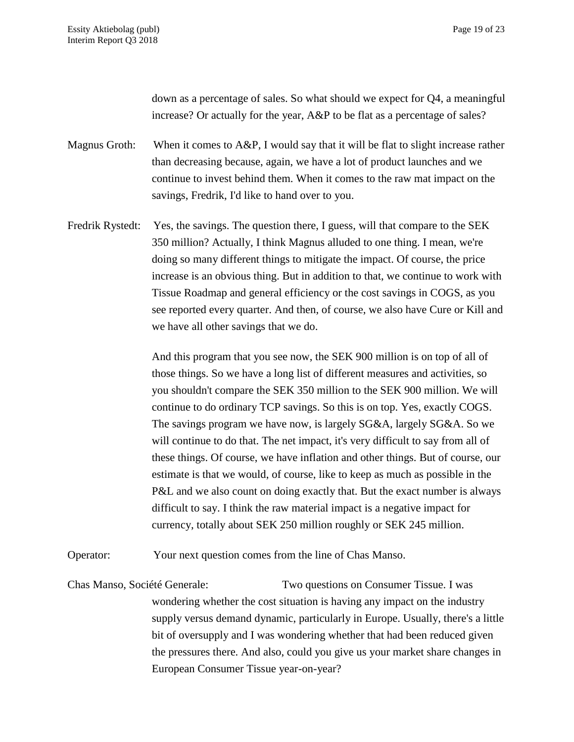down as a percentage of sales. So what should we expect for Q4, a meaningful increase? Or actually for the year, A&P to be flat as a percentage of sales?

Magnus Groth: When it comes to A&P, I would say that it will be flat to slight increase rather than decreasing because, again, we have a lot of product launches and we continue to invest behind them. When it comes to the raw mat impact on the savings, Fredrik, I'd like to hand over to you.

Fredrik Rystedt: Yes, the savings. The question there, I guess, will that compare to the SEK 350 million? Actually, I think Magnus alluded to one thing. I mean, we're doing so many different things to mitigate the impact. Of course, the price increase is an obvious thing. But in addition to that, we continue to work with Tissue Roadmap and general efficiency or the cost savings in COGS, as you see reported every quarter. And then, of course, we also have Cure or Kill and we have all other savings that we do.

And this program that you see now, the SEK 900 million is on top of all of those things. So we have a long list of different measures and activities, so you shouldn't compare the SEK 350 million to the SEK 900 million. We will continue to do ordinary TCP savings. So this is on top. Yes, exactly COGS. The savings program we have now, is largely SG&A, largely SG&A. So we will continue to do that. The net impact, it's very difficult to say from all of these things. Of course, we have inflation and other things. But of course, our estimate is that we would, of course, like to keep as much as possible in the P&L and we also count on doing exactly that. But the exact number is always difficult to say. I think the raw material impact is a negative impact for currency, totally about SEK 250 million roughly or SEK 245 million.

Operator: Your next question comes from the line of Chas Manso.

Chas Manso, Société Generale: Two questions on Consumer Tissue. I was wondering whether the cost situation is having any impact on the industry supply versus demand dynamic, particularly in Europe. Usually, there's a little bit of oversupply and I was wondering whether that had been reduced given the pressures there. And also, could you give us your market share changes in European Consumer Tissue year-on-year?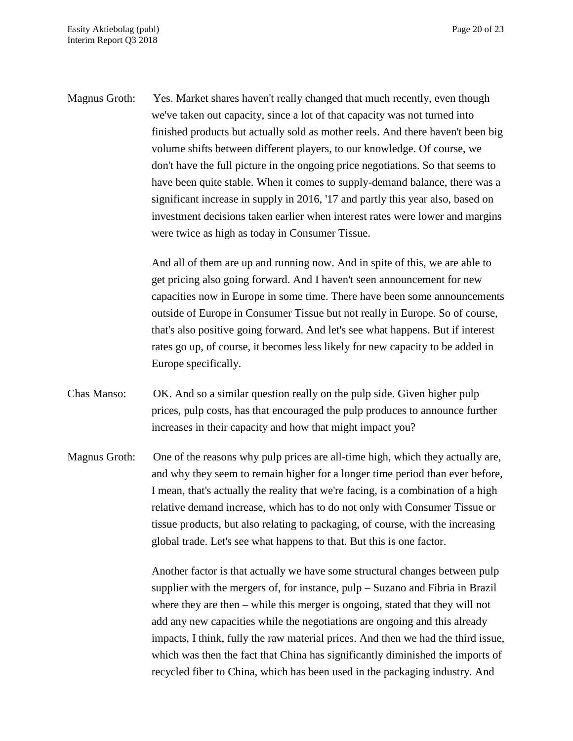Magnus Groth: Yes. Market shares haven't really changed that much recently, even though we've taken out capacity, since a lot of that capacity was not turned into finished products but actually sold as mother reels. And there haven't been big volume shifts between different players, to our knowledge. Of course, we don't have the full picture in the ongoing price negotiations. So that seems to have been quite stable. When it comes to supply-demand balance, there was a significant increase in supply in 2016, '17 and partly this year also, based on investment decisions taken earlier when interest rates were lower and margins were twice as high as today in Consumer Tissue.

And all of them are up and running now. And in spite of this, we are able to get pricing also going forward. And I haven't seen announcement for new capacities now in Europe in some time. There have been some announcements outside of Europe in Consumer Tissue but not really in Europe. So of course, that's also positive going forward. And let's see what happens. But if interest rates go up, of course, it becomes less likely for new capacity to be added in Europe specifically.

Chas Manso: OK. And so a similar question really on the pulp side. Given higher pulp prices, pulp costs, has that encouraged the pulp produces to announce further increases in their capacity and how that might impact you?

Magnus Groth: One of the reasons why pulp prices are all-time high, which they actually are, and why they seem to remain higher for a longer time period than ever before, I mean, that's actually the reality that we're facing, is a combination of a high relative demand increase, which has to do not only with Consumer Tissue or tissue products, but also relating to packaging, of course, with the increasing global trade. Let's see what happens to that. But this is one factor.

Another factor is that actually we have some structural changes between pulp supplier with the mergers of, for instance, pulp – Suzano and Fibria in Brazil where they are then – while this merger is ongoing, stated that they will not add any new capacities while the negotiations are ongoing and this already impacts, I think, fully the raw material prices. And then we had the third issue, which was then the fact that China has significantly diminished the imports of recycled fiber to China, which has been used in the packaging industry. And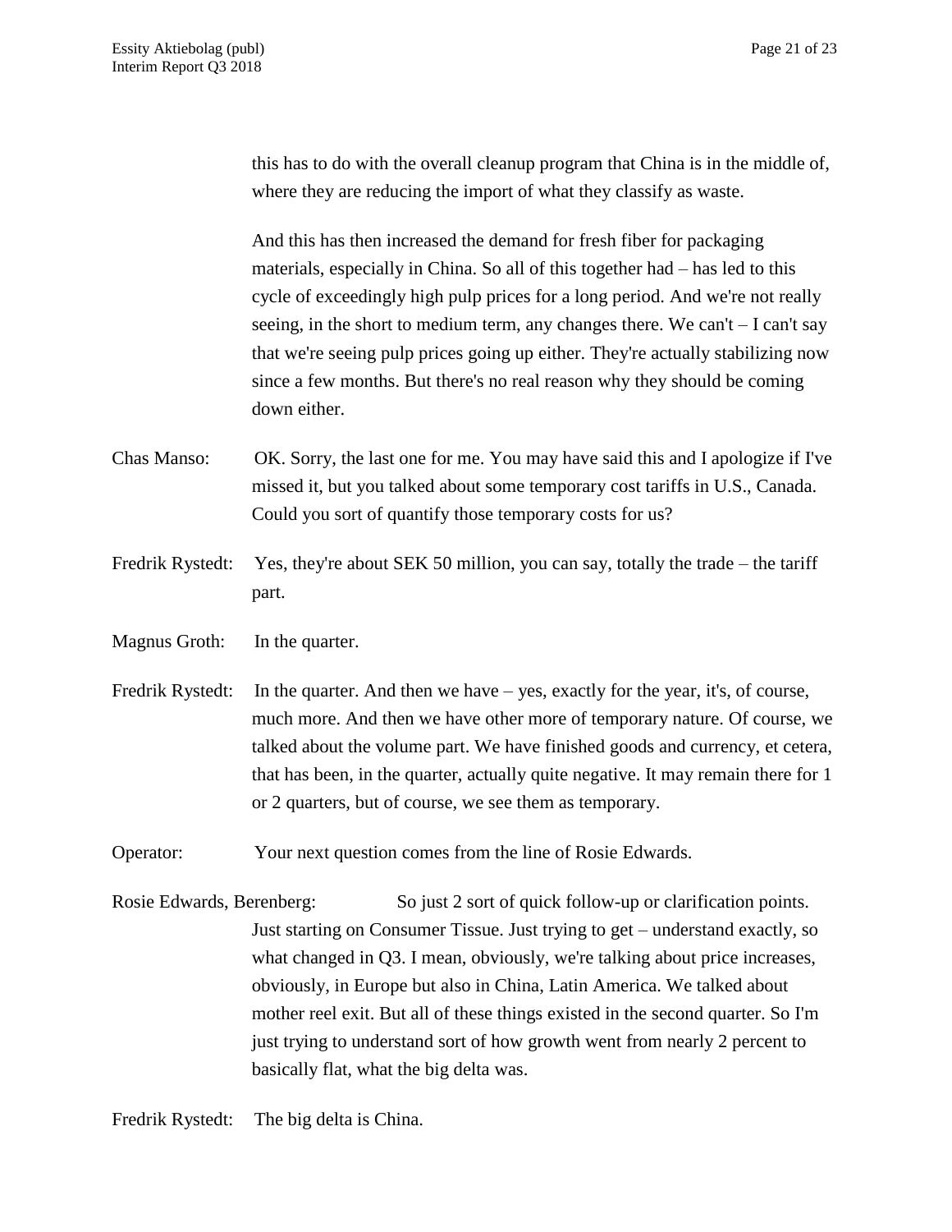this has to do with the overall cleanup program that China is in the middle of, where they are reducing the import of what they classify as waste.

And this has then increased the demand for fresh fiber for packaging materials, especially in China. So all of this together had – has led to this cycle of exceedingly high pulp prices for a long period. And we're not really seeing, in the short to medium term, any changes there. We can't – I can't say that we're seeing pulp prices going up either. They're actually stabilizing now since a few months. But there's no real reason why they should be coming down either.

Chas Manso: OK. Sorry, the last one for me. You may have said this and I apologize if I've missed it, but you talked about some temporary cost tariffs in U.S., Canada. Could you sort of quantify those temporary costs for us?

Fredrik Rystedt: Yes, they're about SEK 50 million, you can say, totally the trade – the tariff part.

Magnus Groth: In the quarter.

Fredrik Rystedt: In the quarter. And then we have – yes, exactly for the year, it's, of course, much more. And then we have other more of temporary nature. Of course, we talked about the volume part. We have finished goods and currency, et cetera, that has been, in the quarter, actually quite negative. It may remain there for 1 or 2 quarters, but of course, we see them as temporary.

Operator: Your next question comes from the line of Rosie Edwards.

Rosie Edwards, Berenberg: So just 2 sort of quick follow-up or clarification points. Just starting on Consumer Tissue. Just trying to get – understand exactly, so what changed in Q3. I mean, obviously, we're talking about price increases, obviously, in Europe but also in China, Latin America. We talked about mother reel exit. But all of these things existed in the second quarter. So I'm just trying to understand sort of how growth went from nearly 2 percent to basically flat, what the big delta was.

Fredrik Rystedt: The big delta is China.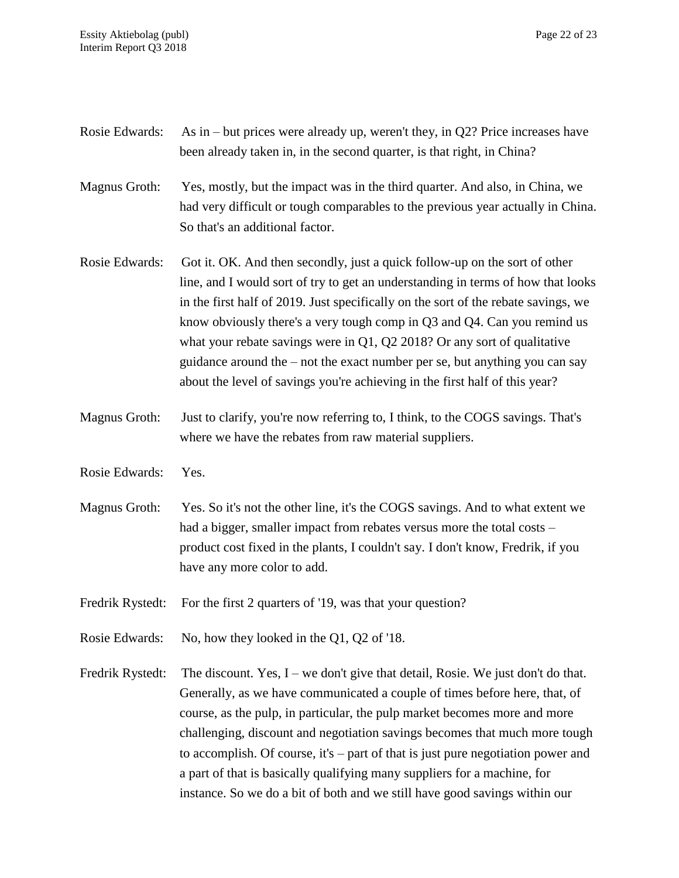Rosie Edwards: As in – but prices were already up, weren't they, in Q2? Price increases have been already taken in, in the second quarter, is that right, in China?

Magnus Groth: Yes, mostly, but the impact was in the third quarter. And also, in China, we had very difficult or tough comparables to the previous year actually in China. So that's an additional factor.

Rosie Edwards: Got it. OK. And then secondly, just a quick follow-up on the sort of other line, and I would sort of try to get an understanding in terms of how that looks in the first half of 2019. Just specifically on the sort of the rebate savings, we know obviously there's a very tough comp in Q3 and Q4. Can you remind us what your rebate savings were in Q1, Q2 2018? Or any sort of qualitative guidance around the – not the exact number per se, but anything you can say about the level of savings you're achieving in the first half of this year?

Magnus Groth: Just to clarify, you're now referring to, I think, to the COGS savings. That's where we have the rebates from raw material suppliers.

Rosie Edwards: Yes.

Magnus Groth: Yes. So it's not the other line, it's the COGS savings. And to what extent we had a bigger, smaller impact from rebates versus more the total costs – product cost fixed in the plants, I couldn't say. I don't know, Fredrik, if you have any more color to add.

Fredrik Rystedt: For the first 2 quarters of '19, was that your question?

Rosie Edwards: No, how they looked in the Q1, Q2 of '18.

Fredrik Rystedt: The discount. Yes, I – we don't give that detail, Rosie. We just don't do that. Generally, as we have communicated a couple of times before here, that, of course, as the pulp, in particular, the pulp market becomes more and more challenging, discount and negotiation savings becomes that much more tough to accomplish. Of course, it's – part of that is just pure negotiation power and a part of that is basically qualifying many suppliers for a machine, for instance. So we do a bit of both and we still have good savings within our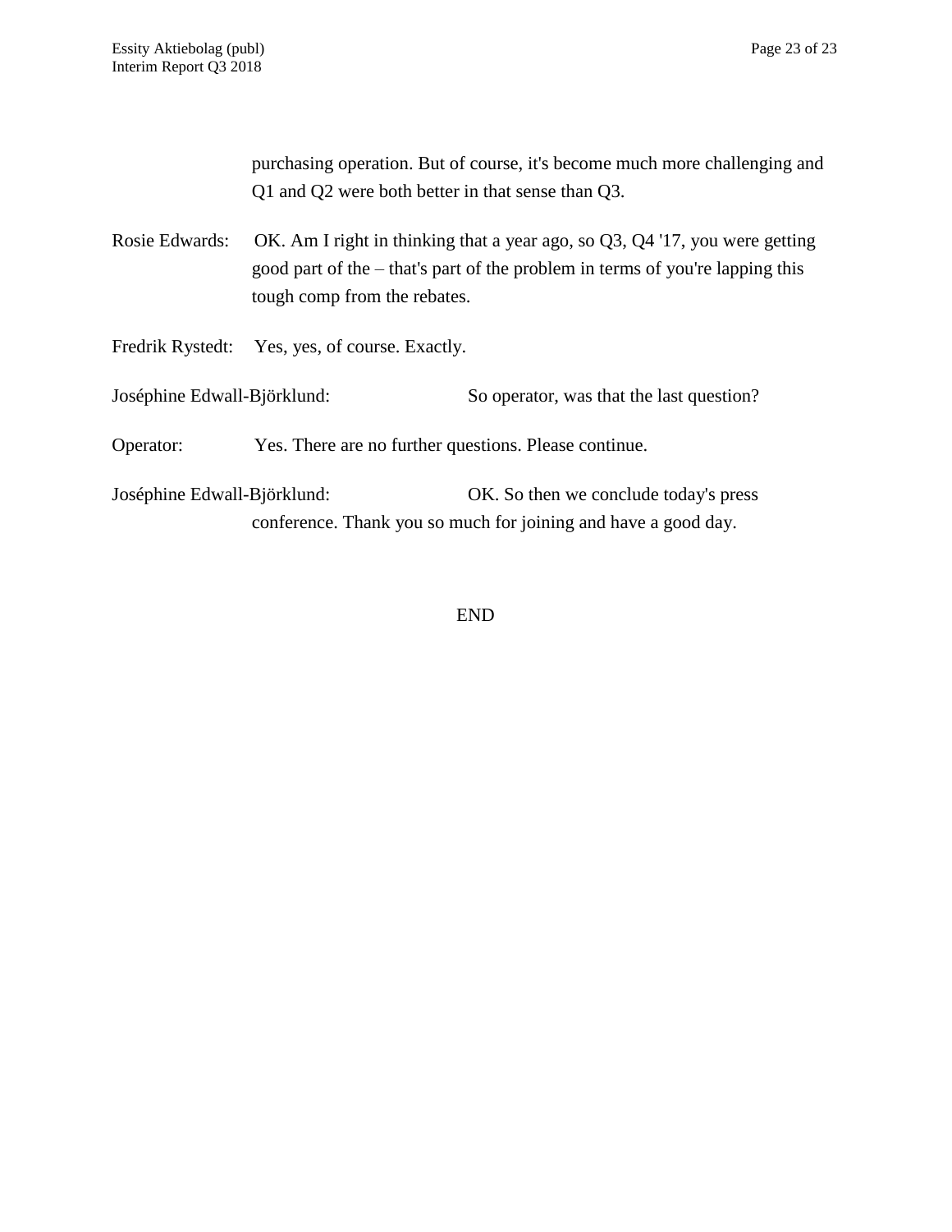purchasing operation. But of course, it's become much more challenging and Q1 and Q2 were both better in that sense than Q3.

Rosie Edwards: OK. Am I right in thinking that a year ago, so Q3, Q4 '17, you were getting good part of the – that's part of the problem in terms of you're lapping this tough comp from the rebates.

Fredrik Rystedt: Yes, yes, of course. Exactly.

Joséphine Edwall-Björklund: So operator, was that the last question?

Operator: Yes. There are no further questions. Please continue.

Joséphine Edwall-Björklund: OK. So then we conclude today's press conference. Thank you so much for joining and have a good day.

END